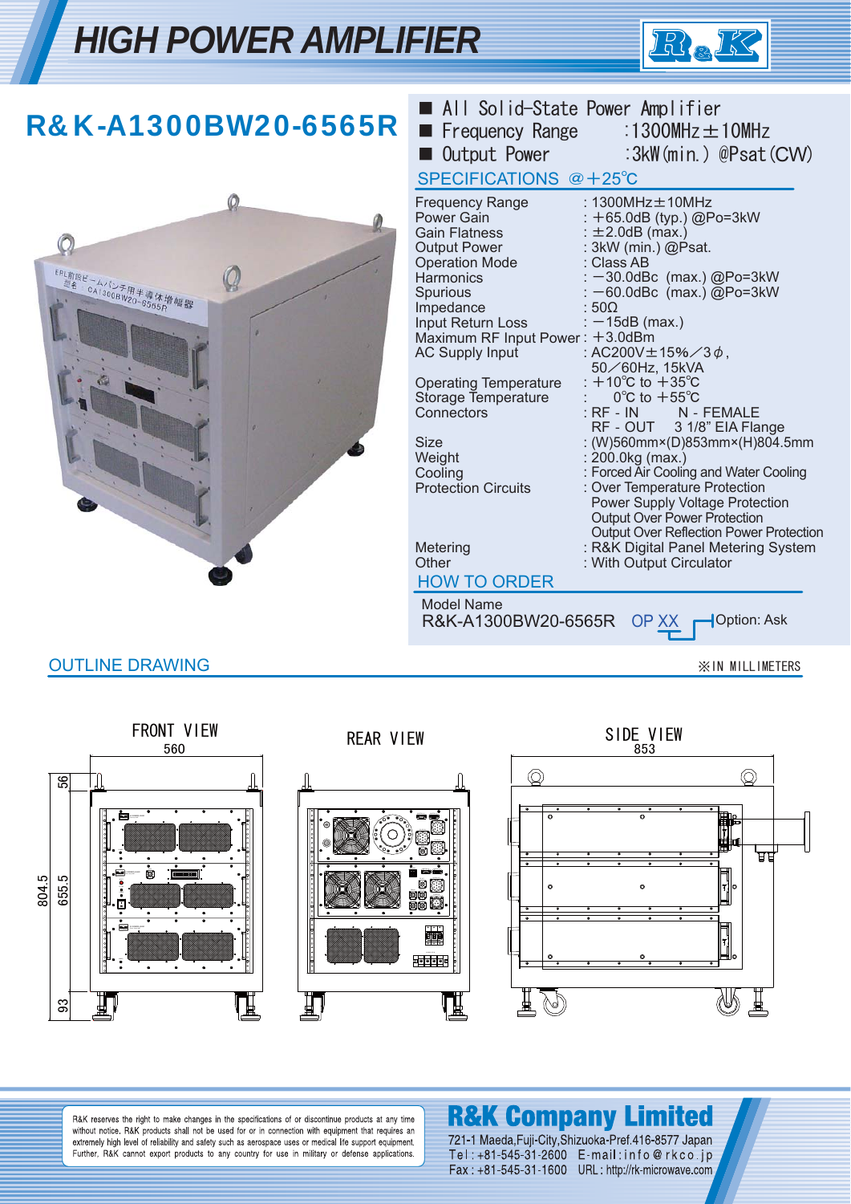# HIGH POWER AMPLIFIER

## R&K-A1300BW20-6565R

- All Solid-State Power Amplifier
- Frequency Range :1300MHz±10MHz
- Output Power :3kW(min.) @Psat(CW)

### SPECIFICATIONS @+25℃

| | |
|---|---|
| Frequency Range | : 1300MHz±10MHz |
| Power Gain | : +65.0dB (typ.) @Po=3kW |
| Gain Flatness | : ±2.0dB (max.) |
| Output Power | : 3kW (min.) @Psat. |
| Operation Mode | : Class AB |
| Harmonics | : −30.0dBc (max.) @Po=3kW |
| Spurious | : −60.0dBc (max.) @Po=3kW |
| Impedance | : 50Ω |
| Input Return Loss | : −15dB (max.) |
| Maximum RF Input Power | : +3.0dBm |
| AC Supply Input | : AC200V±15%／3φ, 50／60Hz, 15kVA |
| Operating Temperature | : +10℃ to +35℃ |
| Storage Temperature | : 0℃ to +55℃ |
| Connectors | : RF - IN N - FEMALE<br>RF - OUT 3 1/8" EIA Flange |
| Size | : (W)560mm×(D)853mm×(H)804.5mm |
| Weight | : 200.0kg (max.) |
| Cooling | : Forced Air Cooling and Water Cooling |
| Protection Circuits | : Over Temperature Protection<br>Power Supply Voltage Protection<br>Output Over Power Protection<br>Output Over Reflection Power Protection |
| Metering | : R&K Digital Panel Metering System |
| Other | : With Output Circulator |

### HOW TO ORDER

Model Name

R&K-A1300BW20-6565R OP XX — Option: Ask

### OUTLINE DRAWING

※IN MILLIMETERS

FRONT VIEW: 560 (width); 804.5 (height); 56; 655.5; 93

REAR VIEW

SIDE VIEW: 853

R&K reserves the right to make changes in the specifications of or discontinue products at any time without notice. R&K products shall not be used for or in connection with equipment that requires an extremely high level of reliability and safety such as aerospace uses or medical life support equipment. Further, R&K cannot export products to any country for use in military or defense applications.

**R&K Company Limited**

721-1 Maeda,Fuji-City,Shizuoka-Pref.416-8577 Japan
Tel : +81-545-31-2600 E-mail:info@rkco.jp
Fax : +81-545-31-1600 URL : http://rk-microwave.com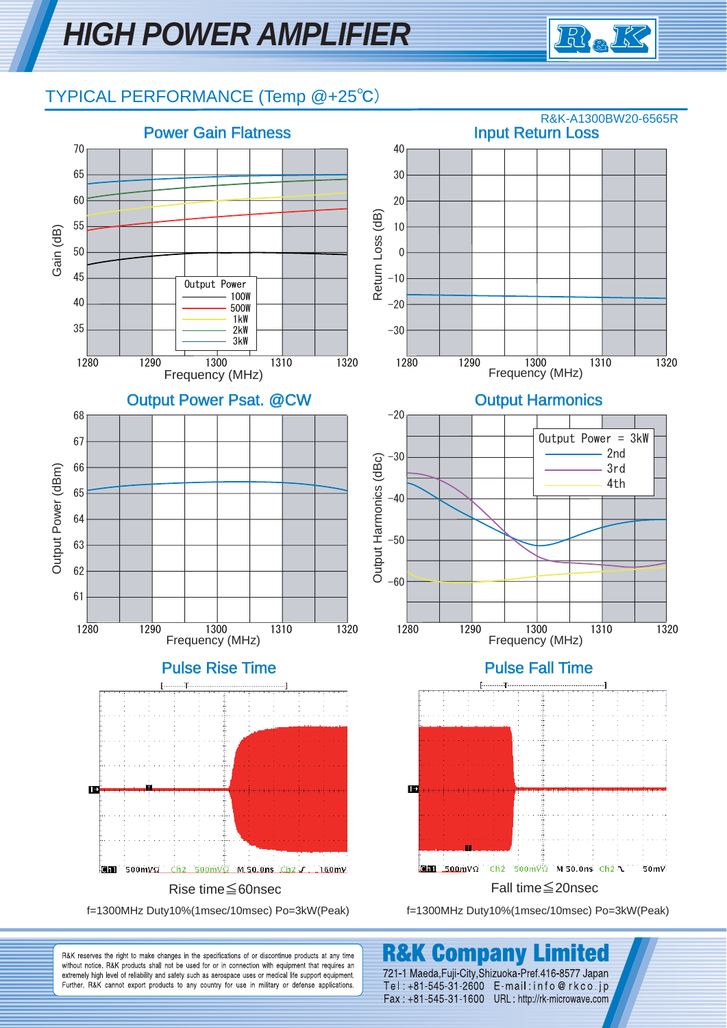# HIGH POWER AMPLIFIER

## TYPICAL PERFORMANCE (Temp @+25℃)

R&K-A1300BW20-6565R

### Power Gain Flatness

Gain (dB) vs Frequency (MHz), 1280–1320

Output Power: 100W, 500W, 1kW, 2kW, 3kW

### Input Return Loss

Return Loss (dB) vs Frequency (MHz), 1280–1320

### Output Power Psat. @CW

Output Power (dBm) vs Frequency (MHz), 1280–1320

### Output Harmonics

Output Harmonics (dBc) vs Frequency (MHz), 1280–1320

Output Power = 3kW: 2nd, 3rd, 4th

### Pulse Rise Time

Rise time≦60nsec

f=1300MHz Duty10%(1msec/10msec) Po=3kW(Peak)

### Pulse Fall Time

Fall time≦20nsec

f=1300MHz Duty10%(1msec/10msec) Po=3kW(Peak)

---

R&K reserves the right to make changes in the specifications of or discontinue products at any time without notice. R&K products shall not be used for or in connection with equipment that requires an extremely high level of reliability and safety such as aerospace uses or medical life support equipment. Further, R&K cannot export products to any country for use in military or defense applications.

**R&K Company Limited**
721-1 Maeda,Fuji-City,Shizuoka-Pref.416-8577 Japan
Tel : +81-545-31-2600 E-mail : info@rkco.jp
Fax : +81-545-31-1600 URL : http://rk-microwave.com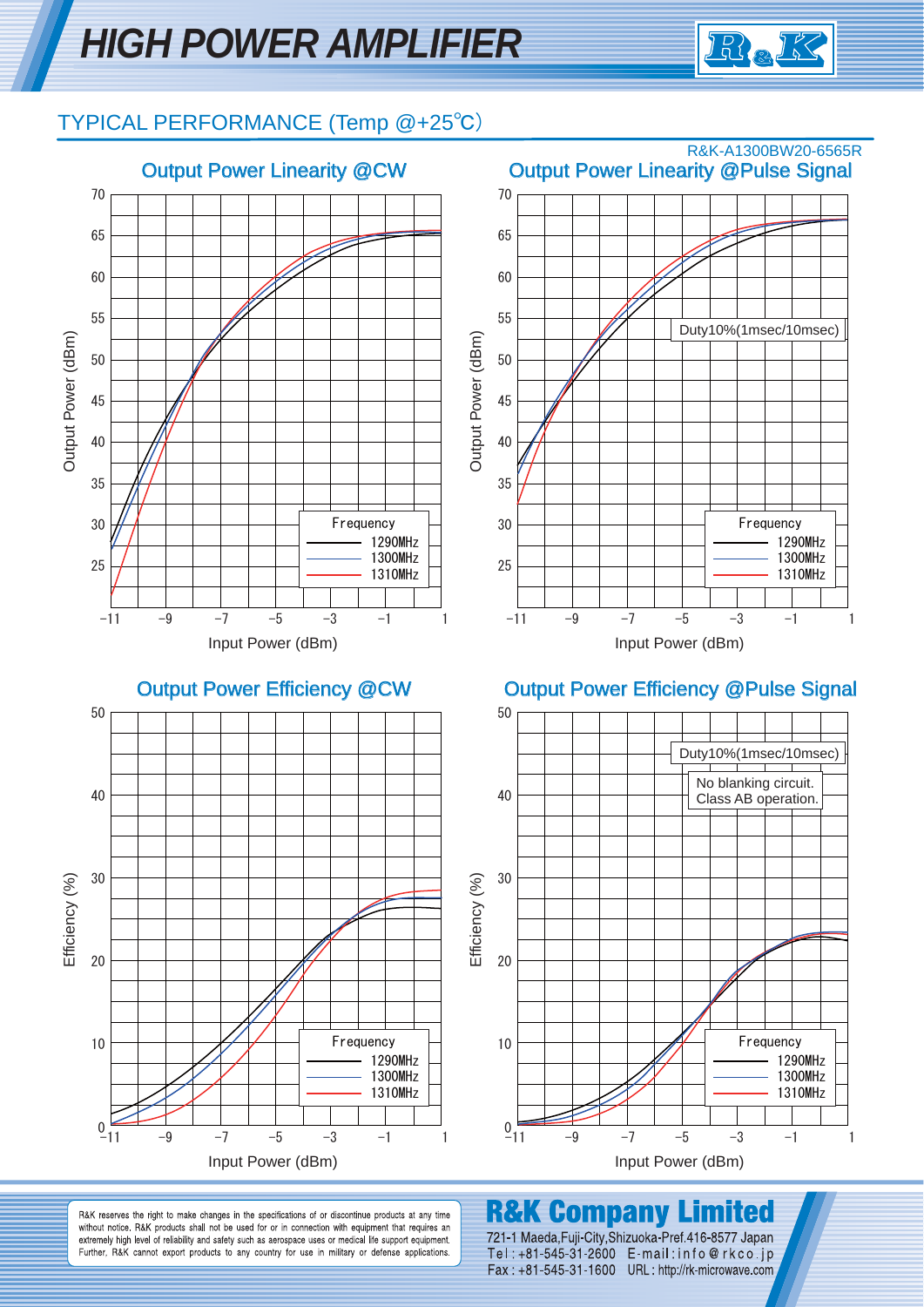# HIGH POWER AMPLIFIER

## TYPICAL PERFORMANCE (Temp @+25℃)

R&K-A1300BW20-6565R

### Output Power Linearity @CW

Output Power (dBm) vs. Input Power (dBm)

Frequency: 1290MHz, 1300MHz, 1310MHz

### Output Power Linearity @Pulse Signal

Output Power (dBm) vs. Input Power (dBm)

Duty10%(1msec/10msec)

Frequency: 1290MHz, 1300MHz, 1310MHz

### Output Power Efficiency @CW

Efficiency (%) vs. Input Power (dBm)

Frequency: 1290MHz, 1300MHz, 1310MHz

### Output Power Efficiency @Pulse Signal

Efficiency (%) vs. Input Power (dBm)

Duty10%(1msec/10msec)

No blanking circuit.
Class AB operation.

Frequency: 1290MHz, 1300MHz, 1310MHz

---

R&K reserves the right to make changes in the specifications of or discontinue products at any time without notice. R&K products shall not be used for or in connection with equipment that requires an extremely high level of reliability and safety such as aerospace uses or medical life support equipment. Further, R&K cannot export products to any country for use in military or defense applications.

**R&K Company Limited**

721-1 Maeda,Fuji-City,Shizuoka-Pref.416-8577 Japan
Tel : +81-545-31-2600 E-mail : info@rkco.jp
Fax : +81-545-31-1600 URL : http://rk-microwave.com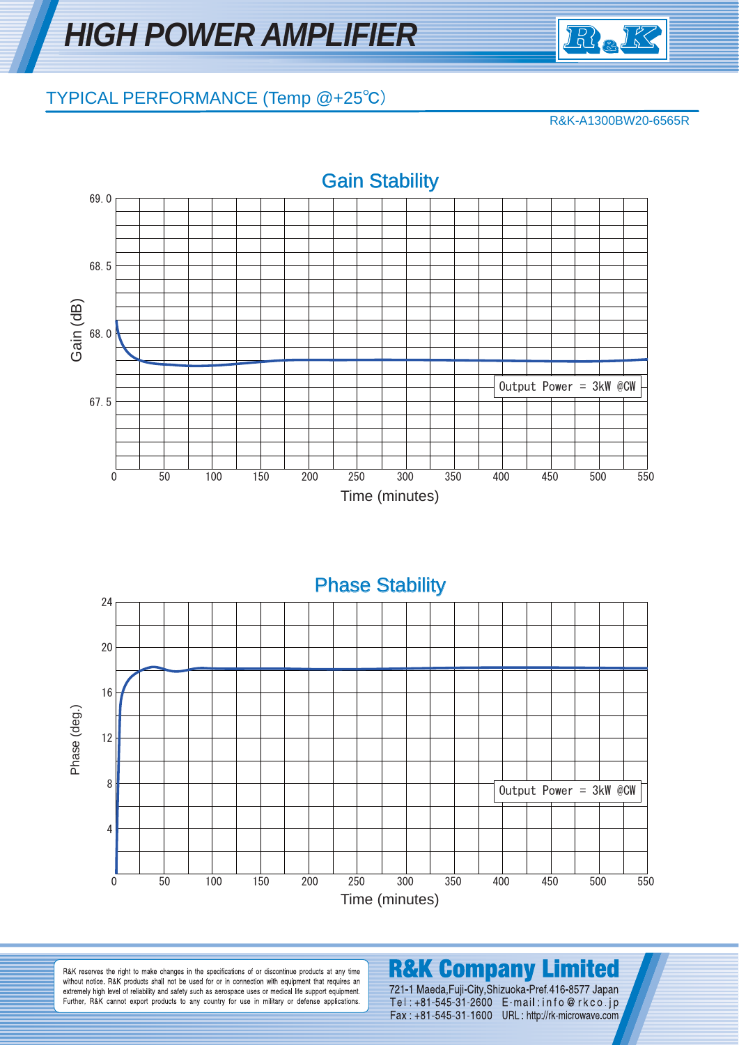# HIGH POWER AMPLIFIER

## TYPICAL PERFORMANCE (Temp @+25℃)

R&K-A1300BW20-6565R

### Gain Stability

Gain (dB)

69.0
68.5
68.0
67.5

0 50 100 150 200 250 300 350 400 450 500 550

Time (minutes)

Output Power = 3kW @CW

### Phase Stability

Phase (deg.)

24
20
16
12
8
4

0 50 100 150 200 250 300 350 400 450 500 550

Time (minutes)

Output Power = 3kW @CW

R&K reserves the right to make changes in the specifications of or discontinue products at any time without notice. R&K products shall not be used for or in connection with equipment that requires an extremely high level of reliability and safety such as aerospace uses or medical life support equipment. Further, R&K cannot export products to any country for use in military or defense applications.

**R&K Company Limited**

721-1 Maeda,Fuji-City,Shizuoka-Pref.416-8577 Japan
Tel : +81-545-31-2600 E-mail : info@rkco.jp
Fax : +81-545-31-1600 URL : http://rk-microwave.com